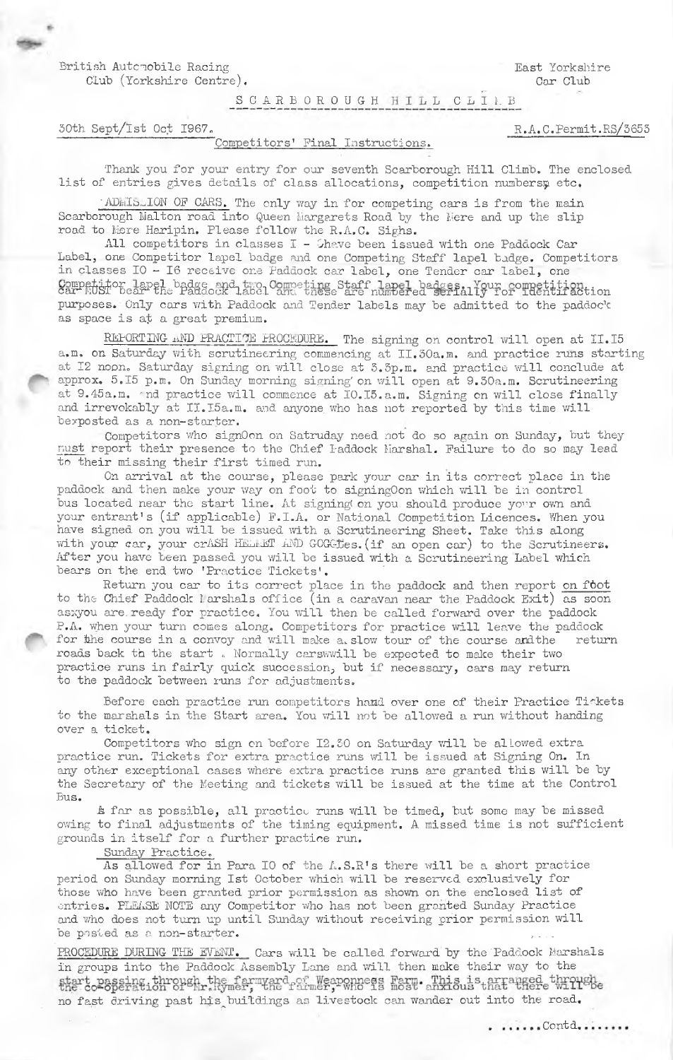British Automobile Racing Club (Yorkshire Centre).

East Yorkshire Car Club

# S C A R B O R O U G H   H I L L   C L I M B

30th Sept/1st Oct 1967.

R.A.C.Permit.RS/3653

## Competitors' Final Instructions.

Thank you for your entry for our seventh Scarborough Hill Climb. The enclosed list of entries gives details of class allocations, competition numbers etc.

ADMISSION OF CARS. The only way in for competing cars is from the main Scarborough Malton road into Queen Margarets Road by the Mere and up the slip road to Mere Haripin. Please follow the R.A.C. Signs.

All competitors in classes I - 9 have been issued with one Paddock Car Label, one Competitor lapel badge and one Competing Staff lapel badge. Competitors in classes 10 - 16 receive one Paddock car label, one Tender car label, one Competitor lapel badge and two Competing Staff lapel badges. Your competition car MUST bear the Paddock label and these are numbered serially for identification purposes. Only cars with Paddock and Tender labels may be admitted to the paddock as space is at a great premium.

REPORTING AND PRACTICE PROCEDURE. The signing on control will open at 11.15 a.m. on Saturday with scrutineering commencing at 11.30a.m. and practice runs starting at 12 noon. Saturday signing on will close at 3.3p.m. and practice will conclude at approx. 5.15 p.m. On Sunday morning signing on will open at 9.30a.m. Scrutineering at 9.45a.m. and practice will commence at 10.15.a.m. Signing on will close finally and irrevokably at 11.15a.m. and anyone who has not reported by this time will be posted as a non-starter.

Competitors who sign on on Satruday need not do so again on Sunday, but they must report their presence to the Chief Paddock Marshal. Failure to do so may lead to their missing their first timed run.

On arrival at the course, please park your car in its correct place in the paddock and then make your way on foot to signing on which will be in control bus located near the start line. At signing on you should produce your own and your entrant's (if applicable) F.I.A. or National Competition Licences. When you have signed on you will be issued with a Scrutineering Sheet. Take this along with your car, your crASH HELMET AND GOGGles.(if an open car) to the Scrutineers. After you have been passed you will be issued with a Scrutineering Label which bears on the end two 'Practice Tickets'.

Return you car to its correct place in the paddock and then report on foot to the Chief Paddock Marshals office (in a caravan near the Paddock Exit) as soon as you are ready for practice. You will then be called forward over the paddock P.A. when your turn comes along. Competitors for practice will leave the paddock for the course in a convoy and will make a slow tour of the course and the return roads back to the start . Normally cars will be expected to make their two practice runs in fairly quick succession, but if necessary, cars may return to the paddock between runs for adjustments.

Before each practice run competitors hand over one of their Practice Tickets to the marshals in the Start area. You will not be allowed a run without handing over a ticket.

Competitors who sign on before 12.30 on Saturday will be allowed extra practice run. Tickets for extra practice runs will be issued at Signing On. In any other exceptional cases where extra practice runs are granted this will be by the Secretary of the Meeting and tickets will be issued at the time at the Control Bus.

As far as possible, all practice runs will be timed, but some may be missed owing to final adjustments of the timing equipment. A missed time is not sufficient grounds in itself for a further practice run.

Sunday Practice.

As allowed for in Para 10 of the A.S.R's there will be a short practice period on Sunday morning 1st October which will be reserved exclusively for those who have been granted prior permission as shown on the enclosed list of entries. PLEASE NOTE any Competitor who has not been granted Sunday Practice and who does not turn up until Sunday without receiving prior permission will be posted as a non-starter.

PROCEDURE DURING THE EVENT. Cars will be called forward by the Paddock Marshals in groups into the Paddock Assembly Lane and will then make their way to the start passing through the farmyard of Weaponness Farm. This is arranged through the co-operation of Mr.Rymer, the farmer, who is most anxious that there will be no fast driving past his buildings as livestock can wander out into the road.

. ......Contd........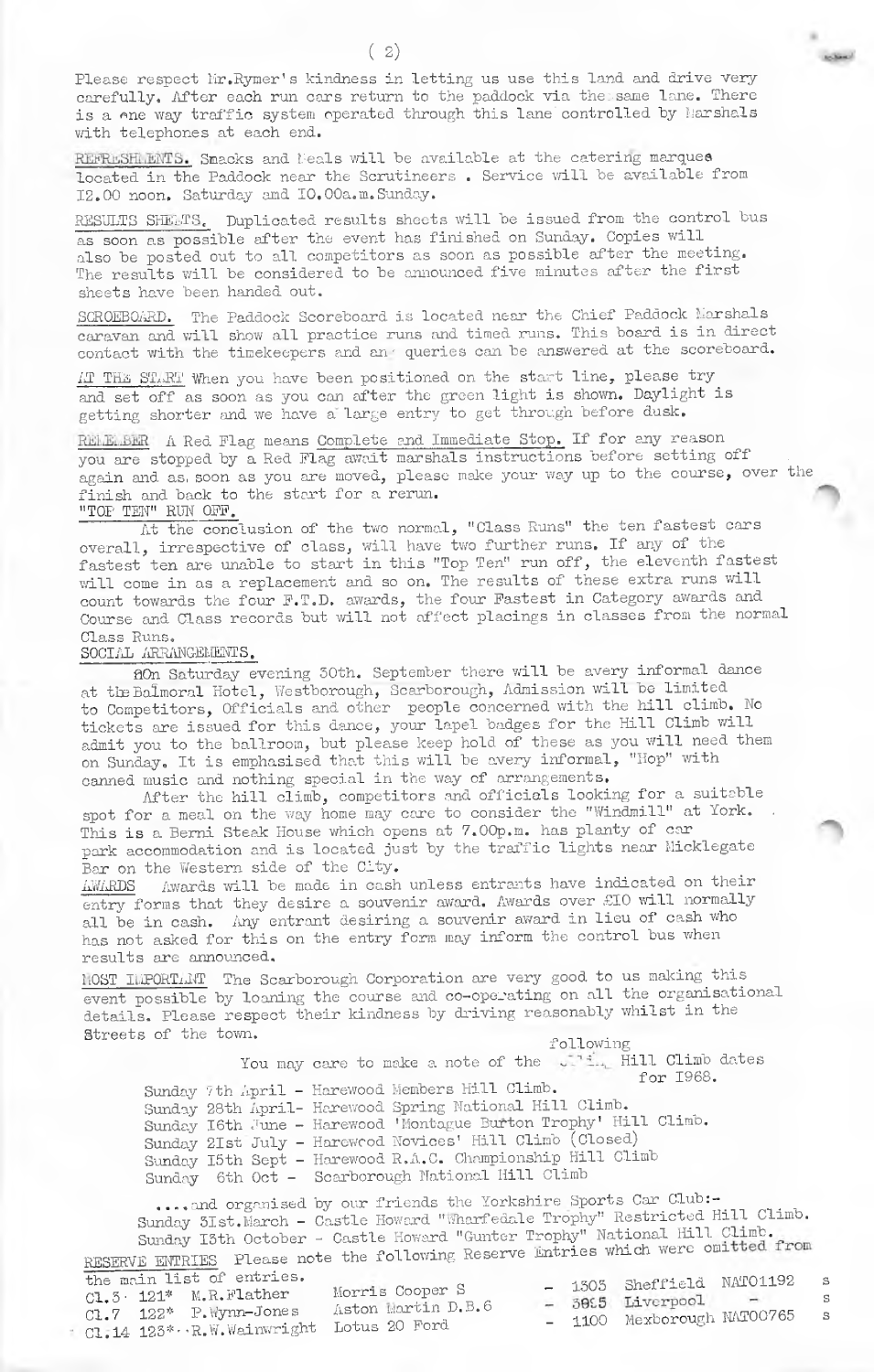Please respect Mr.Rymer's kindness in letting us use this land and drive very carefully. After each run cars return to the paddock via the same lane. There is a one way traffic system operated through this lane controlled by Marshals with telephones at each end.

REFRESHMENTS. Snacks and Meals will be available at the catering marquee located in the Paddock near the Scrutineers . Service will be available from 12.00 noon. Saturday and 10.00a.m.Sunday.

RESULTS SHEETS. Duplicated results sheets will be issued from the control bus as soon as possible after the event has finished on Sunday. Copies will also be posted out to all competitors as soon as possible after the meeting. The results will be considered to be announced five minutes after the first sheets have been handed out.

SCOREBOARD. The Paddock Scoreboard is located near the Chief Paddock Marshals caravan and will show all practice runs and timed runs. This board is in direct contact with the timekeepers and any queries can be answered at the scoreboard.

AT THE START When you have been positioned on the start line, please try and set off as soon as you can after the green light is shown. Daylight is getting shorter and we have a large entry to get through before dusk.

REMEMBER A Red Flag means Complete and Immediate Stop. If for any reason you are stopped by a Red Flag await marshals instructions before setting off again and as soon as you are moved, please make your way up to the course, over the finish and back to the start for a rerun.

"TOP TEN" RUN OFF.

At the conclusion of the two normal, "Class Runs" the ten fastest cars overall, irrespective of class, will have two further runs. If any of the fastest ten are unable to start in this "Top Ten" run off, the eleventh fastest will come in as a replacement and so on. The results of these extra runs will count towards the four F.T.D. awards, the four Fastest in Category awards and Course and Class records but will not affect placings in classes from the normal Class Runs.

SOCIAL ARRANGEMENTS.

On Saturday evening 30th. September there will be avery informal dance at the Balmoral Hotel, Westborough, Scarborough, Admission will be limited to Competitors, Officials and other people concerned with the hill climb. No tickets are issued for this dance, your lapel badges for the Hill Climb will admit you to the ballroom, but please keep hold of these as you will need them on Sunday. It is emphasised that this will be avery informal, "Hop" with canned music and nothing special in the way of arrangements.

After the hill climb, competitors and officials looking for a suitable spot for a meal on the way home may care to consider the "Windmill" at York. This is a Berni Steak House which opens at 7.00p.m. has planty of car park accommodation and is located just by the traffic lights near Micklegate Bar on the Western side of the City.

AWARDS Awards will be made in cash unless entrants have indicated on their entry forms that they desire a souvenir award. Awards over £10 will normally all be in cash. Any entrant desiring a souvenir award in lieu of cash who has not asked for this on the entry form may inform the control bus when results are announced.

MOST IMPORTANT The Scarborough Corporation are very good to us making this event possible by loaning the course and co-operating on all the organisational details. Please respect their kindness by driving reasonably whilst in the Streets of the town.

You may care to make a note of the following Hill Climb dates for 1968.

Sunday 7th April - Harewood Members Hill Climb.
Sunday 28th April- Harewood Spring National Hill Climb.
Sunday 16th June - Harewood 'Montague Burton Trophy' Hill Climb.
Sunday 21st July - Harewood Novices' Hill Climb (Closed)
Sunday 15th Sept - Harewood R.A.C. Championship Hill Climb
Sunday 6th Oct - Scarborough National Hill Climb

....and organised by our friends the Yorkshire Sports Car Club:-
Sunday 31st.March - Castle Howard "Wharfedale Trophy" Restricted Hill Climb.
Sunday 13th October - Castle Howard "Gunter Trophy" National Hill Climb.

RESERVE ENTRIES Please note the following Reserve Entries which were omitted from the main list of entries.

| | | | | | | | |
|---|---|---|---|---|---|---|---|
| Cl.5 | 121* | M.R.Flather | Morris Cooper S | 1305 | Sheffield | NAT01192 | S |
| Cl.7 | 122* | P.Wynn-Jones | Aston Martin D.B.6 | 3995 | Liverpool | - | S |
| Cl.14 | 123* | R.W.Wainwright | Lotus 20 Ford | 1100 | Mexborough | NAT00765 | S |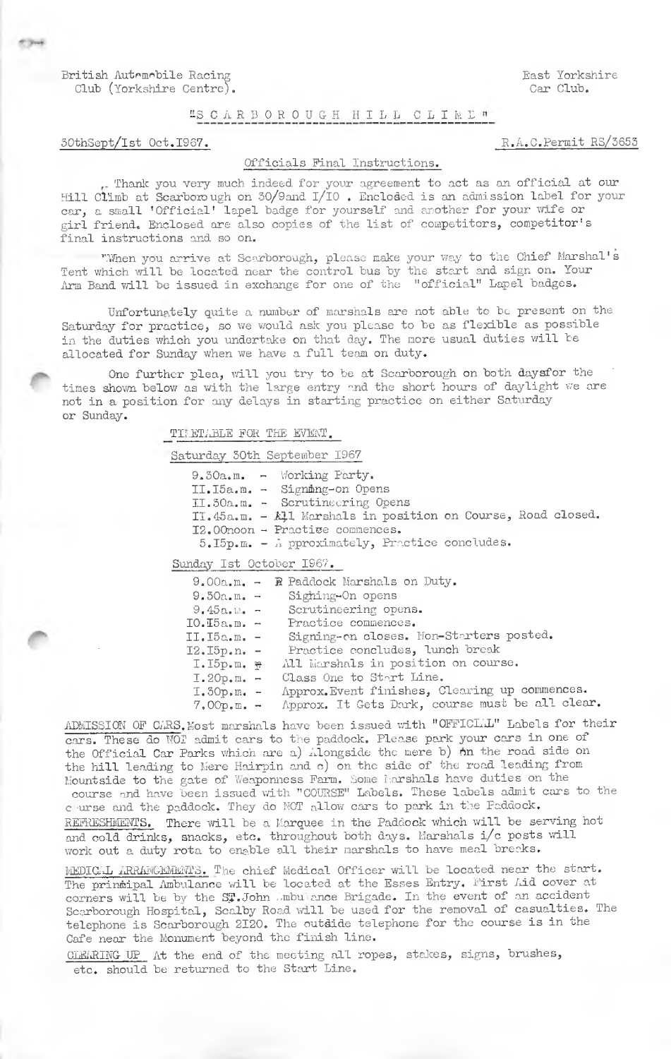British Automobile Racing Club (Yorkshire Centre).

East Yorkshire Car Club.

# "SCARBOROUGH HILL CLIMB"

30thSept/1st Oct.1967.

R.A.C.Permit RS/3653

## Officials Final Instructions.

Thank you very much indeed for your agreement to act as an official at our Hill Climb at Scarborough on 30/9and 1/10 . Enclosed is an admission label for your car, a small 'Official' lapel badge for yourself and another for your wife or girl friend. Enclosed are also copies of the list of competitors, competitor's final instructions and so on.

When you arrive at Scarborough, please make your way to the Chief Marshal's Tent which will be located near the control bus by the start and sign on. Your Arm Band will be issued in exchange for one of the "official" Lapel badges.

Unfortunately quite a number of marshals are not able to be present on the Saturday for practice, so we would ask you please to be as flexible as possible in the duties which you undertake on that day. The more usual duties will be allocated for Sunday when we have a full team on duty.

One further plea, will you try to be at Scarborough on both daysfor the times shown below as with the large entry and the short hours of daylight we are not in a position for any delays in starting practice on either Saturday or Sunday.

TIMETABLE FOR THE EVENT.

Saturday 30th September 1967

- 9.30a.m. - Working Party.
- 11.15a.m. - Signing-on Opens
- 11.30a.m. - Scrutineering Opens
- 11.45a.m. - All Marshals in position on Course, Road closed.
- 12.00noon - Practise commences.
- 5.15p.m. - Approximately, Practice concludes.

Sunday 1st October 1967.

- 9.00a.m. - Paddock Marshals on Duty.
- 9.30a.m. - Sighing-On opens
- 9.45a.m. - Scrutineering opens.
- 10.15a.m. - Practice commences.
- 11.15a.m. - Signing-on closes. Non-Starters posted.
- 12.15p.m. - Practice concludes, lunch break
- 1.15p.m. - All Marshals in position on course.
- 1.20p.m. - Class One to Start Line.
- 1.30p.m. - Approx.Event finishes, Clearing up commences.
- 7.00p.m. - Approx. It Gets Dark, course must be all clear.

ADMISSION OF CARS. Most marshals have been issued with "OFFICIAL" Labels for their cars. These do NOT admit cars to the paddock. Please park your cars in one of the Official Car Parks which are a) Alongside the mere b) on the road side on the hill leading to Mere Hairpin and c) on the side of the road leading from Mountside to the gate of Weaponness Farm. Some Marshals have duties on the course and have been issued with "COURSE" Labels. These labels admit cars to the course and the paddock. They do NOT allow cars to park in the Paddock.

REFRESHMENTS. There will be a Marquee in the Paddock which will be serving hot and cold drinks, snacks, etc. throughout both days. Marshals i/c posts will work out a duty rota to enable all their marshals to have meal breaks.

MEDICAL ARRANGEMENTS. The chief Medical Officer will be located near the start. The principal Ambulance will be located at the Essex Entry. First Aid cover at corners will be by the St.John Ambulance Brigade. In the event of an accident Scarborough Hospital, Scalby Road will be used for the removal of casualties. The telephone is Scarborough 2120. The outside telephone for the course is in the Cafe near the Monument beyond the finish line.

CLEARING UP At the end of the meeting all ropes, stakes, signs, brushes, etc. should be returned to the Start Line.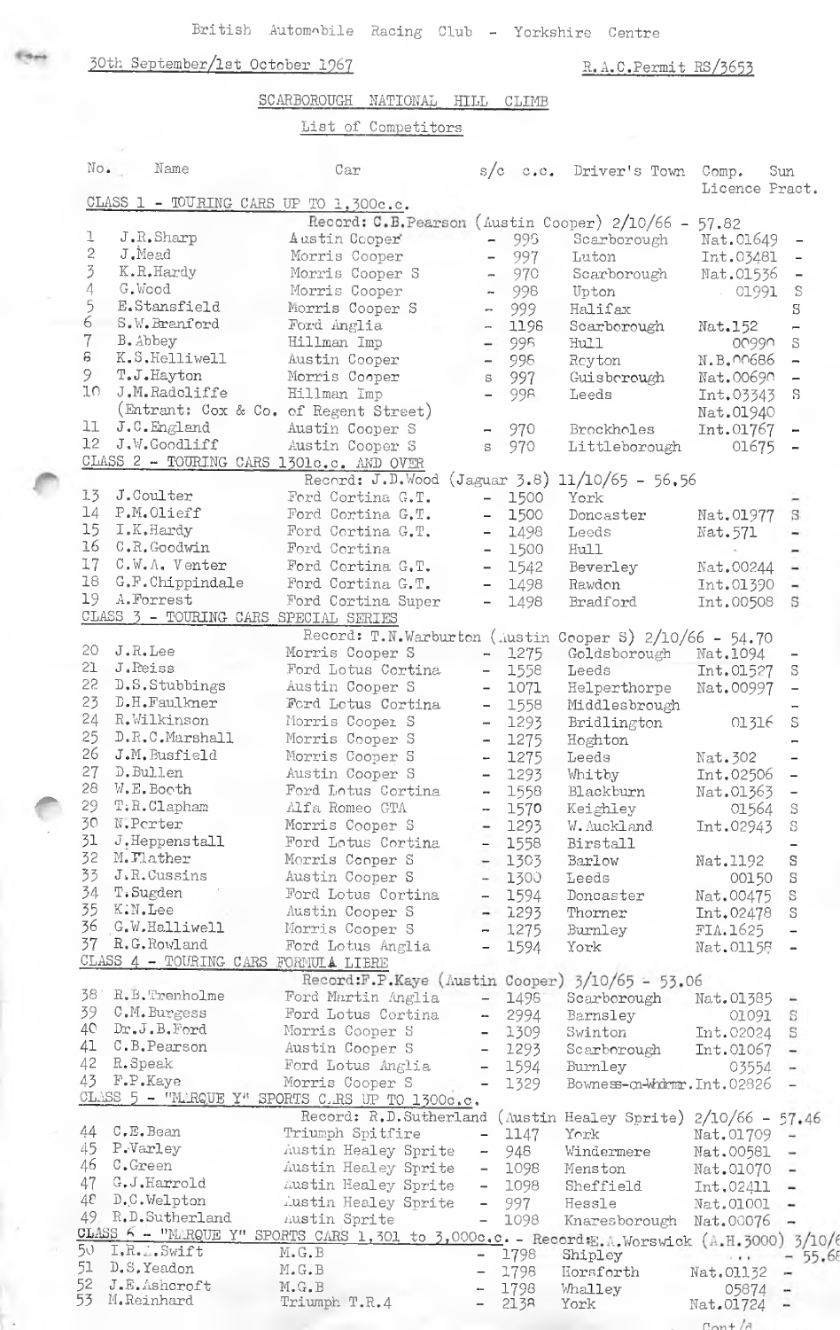British Automobile Racing Club - Yorkshire Centre

30th September/1st October 1967 — R.A.C.Permit RS/3653

## SCARBOROUGH NATIONAL HILL CLIMB

### List of Competitors

| No. | Name | Car | s/c | c.c. | Driver's Town | Comp. Licence | Sun Pract. |
|---|---|---|---|---|---|---|---|
| **CLASS 1 - TOURING CARS UP TO 1,300c.c.** | | | | | | | |
| | Record: C.B.Pearson (Austin Cooper) 2/10/66 - 57.82 | | | | | | |
| 1 | J.R.Sharp | Austin Cooper | - | 998 | Scarborough | Nat.01649 | - |
| 2 | J.Mead | Morris Cooper | - | 997 | Luton | Int.03481 | - |
| 3 | K.R.Hardy | Morris Cooper S | - | 970 | Scarborough | Nat.01536 | - |
| 4 | G.Wood | Morris Cooper | - | 998 | Upton | 01991 | S |
| 5 | E.Stansfield | Morris Cooper S | - | 999 | Halifax | | S |
| 6 | S.W.Branford | Ford Anglia | - | 1198 | Scarborough | Nat.152 | - |
| 7 | B.Abbey | Hillman Imp | - | 998 | Hull | 00990 | S |
| 8 | K.S.Helliwell | Austin Cooper | - | 998 | Royton | N.B.00686 | - |
| 9 | T.J.Hayton | Morris Cooper | S | 997 | Guisborough | Nat.00690 | - |
| 10 | J.M.Radcliffe | Hillman Imp | - | 998 | Leeds | Int.03343 | S |
| | (Entrant: Cox & Co. of Regent Street) | | | | | Nat.01940 | |
| 11 | J.C.England | Austin Cooper S | - | 970 | Brockholes | Int.01767 | - |
| 12 | J.W.Goodliff | Austin Cooper S | S | 970 | Littleborough | 01675 | - |
| **CLASS 2 - TOURING CARS 1301c.c. AND OVER** | | | | | | | |
| | Record: J.D.Wood (Jaguar 3.8) 11/10/65 - 56.56 | | | | | | |
| 13 | J.Coulter | Ford Cortina G.T. | - | 1500 | York | | - |
| 14 | P.M.Olieff | Ford Cortina G.T. | - | 1500 | Doncaster | Nat.01977 | S |
| 15 | I.K.Hardy | Ford Cortina G.T. | - | 1498 | Leeds | Nat.571 | - |
| 16 | C.R.Goodwin | Ford Cortina | - | 1500 | Hull | | - |
| 17 | C.W.A. Venter | Ford Cortina G.T. | - | 1542 | Beverley | Nat.00244 | - |
| 18 | G.F.Chippindale | Ford Cortina G.T. | - | 1498 | Rawdon | Int.01390 | - |
| 19 | A.Forrest | Ford Cortina Super | - | 1498 | Bradford | Int.00508 | S |
| **CLASS 3 - TOURING CARS SPECIAL SERIES** | | | | | | | |
| | Record: T.N.Warburton (Austin Cooper S) 2/10/66 - 54.70 | | | | | | |
| 20 | J.R.Lee | Morris Cooper S | - | 1275 | Goldsborough | Nat.1094 | - |
| 21 | J.Reiss | Ford Lotus Cortina | - | 1558 | Leeds | Int.01527 | S |
| 22 | D.S.Stubbings | Austin Cooper S | - | 1071 | Helperthorpe | Nat.00997 | - |
| 23 | D.H.Faulkner | Ford Lotus Cortina | - | 1558 | Middlesbrough | | - |
| 24 | R.Wilkinson | Morris Cooper S | - | 1293 | Bridlington | 01316 | S |
| 25 | D.R.C.Marshall | Morris Cooper S | - | 1275 | Hoghton | | - |
| 26 | J.M.Busfield | Morris Cooper S | - | 1275 | Leeds | Nat.302 | - |
| 27 | D.Bullen | Austin Cooper S | - | 1293 | Whitby | Int.02506 | - |
| 28 | W.E.Booth | Ford Lotus Cortina | - | 1558 | Blackburn | Nat.01363 | - |
| 29 | T.R.Clapham | Alfa Romeo GTA | - | 1570 | Keighley | 01564 | S |
| 30 | N.Porter | Morris Cooper S | - | 1293 | W.Auckland | Int.02943 | S |
| 31 | J.Heppenstall | Ford Lotus Cortina | - | 1558 | Birstall | | - |
| 32 | M.Flather | Morris Cooper S | - | 1303 | Barlow | Nat.1192 | S |
| 33 | J.R.Cussins | Austin Cooper S | - | 1300 | Leeds | 00150 | S |
| 34 | T.Sugden | Ford Lotus Cortina | - | 1594 | Doncaster | Nat.00475 | S |
| 35 | K.N.Lee | Austin Cooper S | - | 1293 | Thorner | Int.02478 | S |
| 36 | G.W.Halliwell | Morris Cooper S | - | 1275 | Burnley | FIA.1625 | - |
| 37 | R.G.Rowland | Ford Lotus Anglia | - | 1594 | York | Nat.01158 | - |
| **CLASS 4 - TOURING CARS FORMULA LIBRE** | | | | | | | |
| | Record: F.P.Kaye (Austin Cooper) 3/10/65 - 53.06 | | | | | | |
| 38 | R.B.Trenholme | Ford Martin Anglia | - | 1498 | Scarborough | Nat.01385 | - |
| 39 | C.M.Burgess | Ford Lotus Cortina | - | 2994 | Barnsley | 01091 | S |
| 40 | Dr.J.B.Ford | Morris Cooper S | - | 1309 | Swinton | Int.02024 | S |
| 41 | C.B.Pearson | Austin Cooper S | - | 1293 | Scarborough | Int.01067 | - |
| 42 | R.Speak | Ford Lotus Anglia | - | 1594 | Burnley | 03554 | - |
| 43 | F.P.Kaye | Morris Cooper S | - | 1329 | Bowness-on-Windermere | Int.02826 | - |
| **CLASS 5 - "MARQUE Y" SPORTS CARS UP TO 1300c.c.** | | | | | | | |
| | Record: R.D.Sutherland (Austin Healey Sprite) 2/10/66 - 57.46 | | | | | | |
| 44 | C.E.Bean | Triumph Spitfire | - | 1147 | York | Nat.01709 | - |
| 45 | P.Varley | Austin Healey Sprite | - | 948 | Windermere | Nat.00581 | - |
| 46 | C.Green | Austin Healey Sprite | - | 1098 | Menston | Nat.01070 | - |
| 47 | G.J.Harrold | Austin Healey Sprite | - | 1098 | Sheffield | Int.02411 | - |
| 48 | D.C.Welpton | Austin Healey Sprite | - | 997 | Hessle | Nat.01001 | - |
| 49 | R.D.Sutherland | Austin Sprite | - | 1098 | Knaresborough | Nat.00076 | - |
| **CLASS 6 - "MARQUE Y" SPORTS CARS 1,301 to 3,000c.c.** - Record: E.A.Worswick (A.H.3000) 3/10/65 - 55.68 | | | | | | | |
| 50 | I.R.L.Swift | M.G.B | - | 1798 | Shipley | ... | - |
| 51 | D.S.Yeadon | M.G.B | - | 1798 | Horsforth | Nat.01132 | - |
| 52 | J.E.Ashcroft | M.G.B | - | 1798 | Whalley | 05874 | - |
| 53 | M.Reinhard | Triumph T.R.4 | - | 2138 | York | Nat.01724 | - |

Cont/d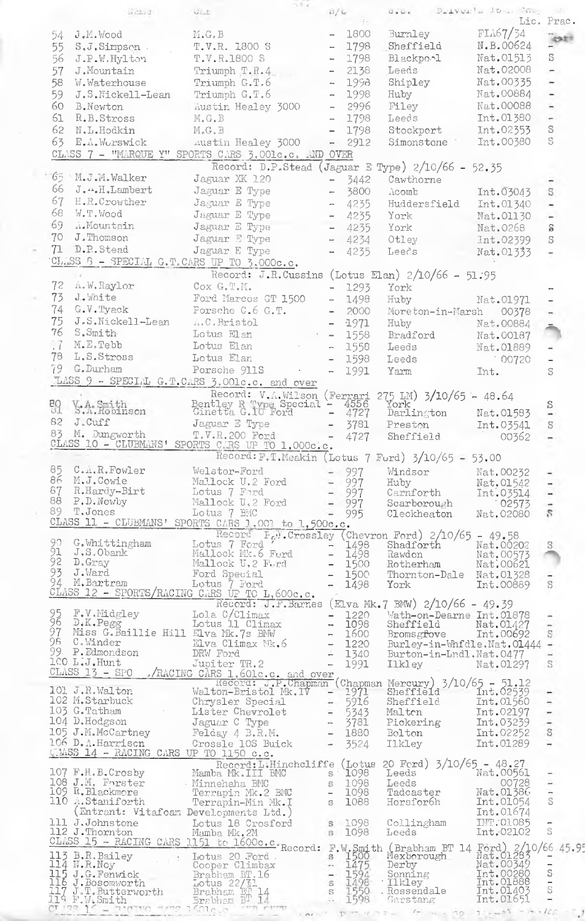| Name | Car | S/C | C.C. | Town | Driver's Comp. Lic. | Prac. |
|---|---|---|---|---|---|---|
| 54 J.M.Wood | M.G.B | - | 1800 | Burnley | FIA67/34 | |
| 55 S.J.Simpson | T.V.R. 1800 S | - | 1798 | Sheffield | N.B.00624 | - |
| 56 J.P.W.Hylton | T.V.R.1800 S | - | 1798 | Blackpool | Nat.01513 | S |
| 57 J.Mountain | Triumph T.R.4 | - | 2138 | Leeds | Nat.02008 | - |
| 58 W.Waterhouse | Triumph G.T.6 | - | 1998 | Shipley | Nat.00335 | - |
| 59 J.S.Nickell-Lean | Triumph G.T.6 | - | 1998 | Huby | Nat.00884 | - |
| 60 B.Newton | Austin Healey 3000 | - | 2996 | Filey | Nat.00088 | - |
| 61 R.B.Stross | M.G.B | - | 1798 | Leeds | Int.01380 | - |
| 62 N.L.Hodkin | M.G.B | - | 1798 | Stockport | Int.02353 | S |
| 63 E.A.Worswick | Austin Healey 3000 | - | 2912 | Simonstone | Int.00380 | S |
| **CLASS 7 - "MARQUE Y" SPORTS CARS 3,001c.c. AND OVER** | | | | | | |
| Record: D.P.Stead (Jaguar E Type) 2/10/66 - 52.35 | | | | | | |
| 65 M.J.M.Walker | Jaguar XK 120 | - | 3442 | Cawthorne | | - |
| 66 J.A.H.Lambert | Jaguar E Type | - | 3800 | Acomb | Int.03043 | S |
| 67 H.R.Crowther | Jaguar E Type | - | 4235 | Huddersfield | Int.01340 | - |
| 68 W.T.Wood | Jaguar E Type | - | 4235 | York | Nat.01130 | - |
| 69 A.Mountain | Jaguar E Type | - | 4235 | York | Nat.0268 | S |
| 70 J.Thomson | Jaguar E Type | - | 4234 | Otley | Int.02399 | S |
| 71 D.P.Stead | Jaguar E Type | - | 4235 | Leeds | Nat.01333 | - |
| **CLASS 8 - SPECIAL G.T.CARS UP TO 3,000c.c.** | | | | | | |
| Record: J.R.Cussins (Lotus Elan) 2/10/66 - 51.95 | | | | | | |
| 72 A.W.Raylor | Cox G.T.M. | - | 1293 | York | | - |
| 73 J.White | Ford Marcos GT 1500 | - | 1498 | Huby | Nat.01971 | - |
| 74 G.V.Tyack | Porsche C.6 G.T. | - | 2000 | Moreton-in-Marsh | 00378 | - |
| 75 J.S.Nickell-Lean | A.C.Bristol | - | 1971 | Huby | Nat.00884 | - |
| 76 S.Smith | Lotus Elan | - | 1558 | Bradford | Nat.00187 | |
| 77 M.E.Tebb | Lotus Elan | - | 1558 | Leeds | Nat.01889 | - |
| 78 L.S.Stross | Lotus Elan | - | 1598 | Leeds | 00720 | - |
| 79 G.Durham | Porsche 911S | - | 1991 | Yarm | Int. | S |
| **CLASS 9 - SPECIAL G.T.CARS 3,001c.c. and over** | | | | | | |
| Record: V.A.Wilson (Ferrari 275 LM) 3/10/65 - 48.64 | | | | | | |
| 80 V.A.Smith | Bentley R Type Special | - | 4556 | York | | S |
| 81 S.A.Robinson | Ginetta G.10 Ford | - | 4727 | Darlington | Nat.01583 | - |
| 82 J.Cuff | Jaguar E Type | - | 3781 | Preston | Int.03541 | S |
| 83 M. Dungworth | T.V.R.200 Ford | - | 4727 | Sheffield | 00362 | - |
| **CLASS 10 - CLUBMANS' SPORTS CARS UP TO 1,000c.c.** | | | | | | |
| Record: F.T.Meakin (Lotus 7 Ford) 3/10/65 - 53.00 | | | | | | |
| 85 C.A.R.Fowler | Welstor-Ford | - | 997 | Windsor | Nat.00232 | - |
| 86 M.J.Cowie | Mallock U.2 Ford | - | 997 | Huby | Nat.01542 | - |
| 87 R.Hardy-Birt | Lotus 7 Ford | - | 997 | Carnforth | Int.03514 | - |
| 88 P.D.Newby | Mallock U.2 Ford | - | 997 | Scarborough | 02573 | - |
| 89 T.Jones | Lotus 7 BMC | - | 995 | Cleckheaton | Nat.02080 | S |
| **CLASS 11 - CLUBMANS' SPORTS CARS 1,001 to 1,500c.c.** | | | | | | |
| Record F.W.Crossley (Chevron Ford) 2/10/65 - 49.58 | | | | | | |
| 90 G.Whittingham | Lotus 7 Ford | - | 1498 | Shadforth | Nat.00202 | S |
| 91 J.S.Obank | Mallock Mk.6 Ford | - | 1498 | Rawdon | Nat.00573 | |
| 92 D.Gray | Mallock U.2 Ford | - | 1500 | Rotherham | Nat.00621 | |
| 93 J.Ward | Ford Special | - | 1500 | Thornton-Dale | Nat.01328 | - |
| 94 M.Bartram | Lotus 7 Ford | - | 1498 | York | Int.00889 | S |
| **CLASS 12 - SPORTS/RACING CARS UP TO 1,600c.c.** | | | | | | |
| Record: J.F.Barnes (Elva Mk.7 BMW) 2/10/66 - 49.39 | | | | | | |
| 95 F.V.Midgley | Lola C/Climax | - | 1220 | Wath-on-Dearne | Int.01878 | - |
| 96 D.K.Pegg | Lotus 11 Climax | - | 1098 | Sheffield | Nat.01427 | - |
| 97 Miss G.Baillie Hill | Elva Mk.7s BMW | - | 1600 | Bromsgrove | Int.00692 | S |
| 98 C.Winder | Elva Climax Mk.6 | - | 1220 | Burley-in-Whfdle. | Nat.01444 | - |
| 99 P.Edmondson | DRW Ford | - | 1340 | Burton-in-Lndl. | Nat.0477 | - |
| 100 L.J.Hunt | Jupiter TR.2 | - | 1991 | Ilkley | Nat.01297 | S |
| **CLASS 13 - SPORTS/RACING CARS 1,601c.c. and over** | | | | | | |
| Record: J.P.Chapman (Chapman Mercury) 3/10/65 - 51.12 | | | | | | |
| 101 J.R.Walton | Walton-Bristol Mk.IV | - | 1971 | Sheffield | Int.02539 | - |
| 102 M.Starbuck | Chrysler Special | - | 5916 | Sheffield | Int.01560 | - |
| 103 G.Tatham | Lister Chevrolet | - | 5343 | Malton | Int.02197 | - |
| 104 D.Hodgson | Jaguar C Type | - | 3781 | Pickering | Int.03239 | - |
| 105 J.M.McCartney | Felday 4 B.R.M. | - | 1880 | Bolton | Int.02252 | S |
| 106 D.A.Harrison | Crossle 10S Buick | - | 3524 | Ilkley | Int.01289 | - |
| **CLASS 14 - RACING CARS UP TO 1150 c.c.** | | | | | | |
| Record: L.Hinchcliffe (Lotus 20 Ford) 3/10/65 - 48.27 | | | | | | |
| 107 F.H.B.Crosby | Mamba Mk.III BMC | S | 1098 | Leeds | Nat.00561 | - |
| 108 J.M. Forster | Minnehaha BMC | S | 1098 | Leeds | 00728 | - |
| 109 R.Blackmore | Terrapin Mk.2 BMC | - | 1098 | Tadcaster | Nat.01386 | - |
| 110 A.Staniforth | Terrapin-Min Mk.I | S | 1088 | Horsforth | Int.01054 | S |
| (Entrant: Vitafoam Developments Ltd.) | | | | | Int.01674 | |
| 111 J.Johnstone | Lotus 18 Crosford | S | 1098 | Collingham | INT.01085 | - |
| 112 J.Thornton | Mamba Mk.2M | S | 1098 | Leeds | Int.02102 | S |
| **CLASS 15 - RACING CARS 1151 to 1600c.c.** | | | | | | |
| Record: F.W.Smith (Brabham BT 14 Ford) 2/10/66 45.95 | | | | | | |
| 113 B.R.Bailey | Lotus 20 Ford | S | 1500 | Mexborough | Nat.01283 | - |
| 114 N.R.Noy | Cooper Climbax | - | 1475 | Derby | Nat.00349 | - |
| 115 J.G.Fenwick | Brabham BT.16 | - | 1594 | Sonning | Int.00280 | S |
| 116 J.Bosomworth | Lotus 22/31 | S | 1498 | Ilkley | Int.01888 | - |
| 117 J.T.Butterworth | Brabham BT 14 | S | 1550 | Rossendale | Int.01403 | S |
| 119 F.W.Smith | Brabham BT 14 | - | 1598 | Garstang | Int.01651 | - |